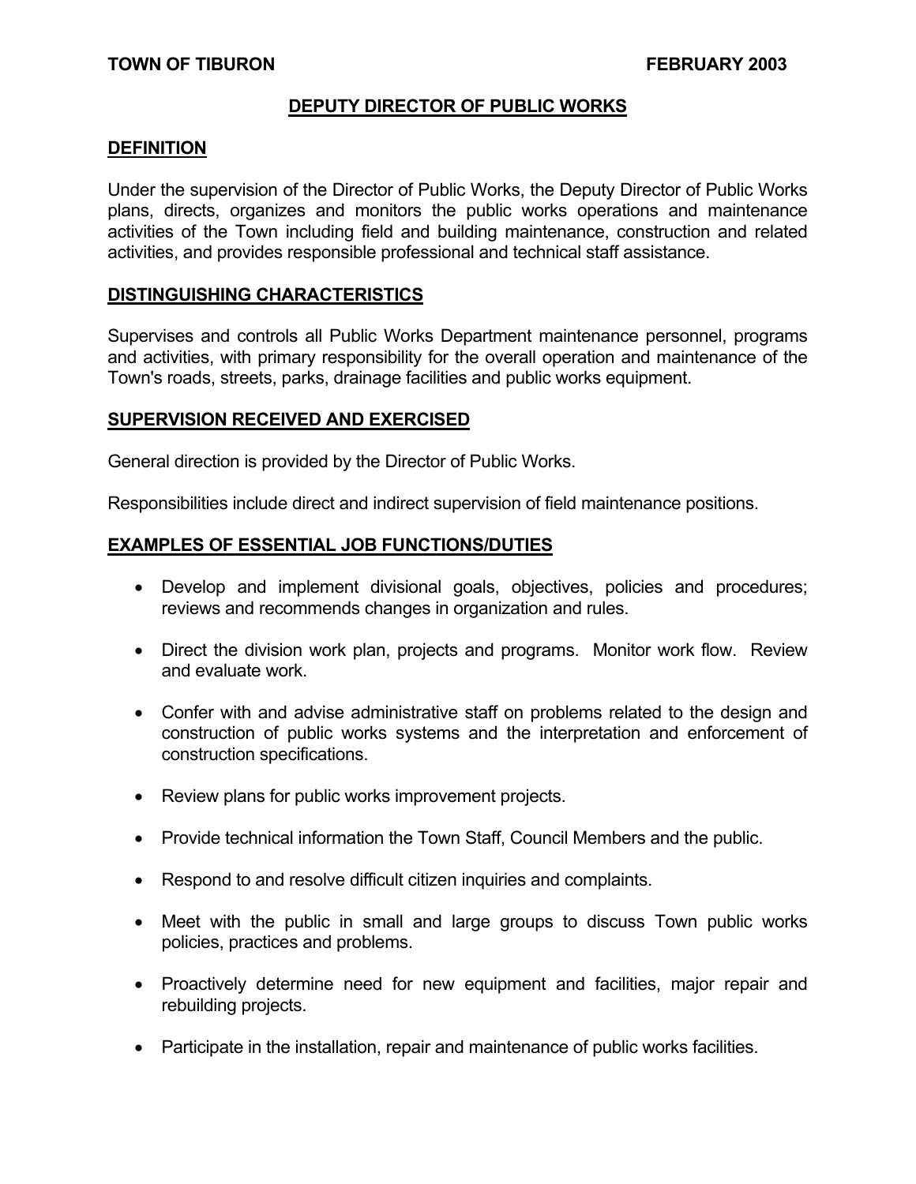**TOWN OF TIBURON** **FEBRUARY 2003**

# DEPUTY DIRECTOR OF PUBLIC WORKS

## DEFINITION

Under the supervision of the Director of Public Works, the Deputy Director of Public Works plans, directs, organizes and monitors the public works operations and maintenance activities of the Town including field and building maintenance, construction and related activities, and provides responsible professional and technical staff assistance.

## DISTINGUISHING CHARACTERISTICS

Supervises and controls all Public Works Department maintenance personnel, programs and activities, with primary responsibility for the overall operation and maintenance of the Town's roads, streets, parks, drainage facilities and public works equipment.

## SUPERVISION RECEIVED AND EXERCISED

General direction is provided by the Director of Public Works.

Responsibilities include direct and indirect supervision of field maintenance positions.

## EXAMPLES OF ESSENTIAL JOB FUNCTIONS/DUTIES

- Develop and implement divisional goals, objectives, policies and procedures; reviews and recommends changes in organization and rules.
- Direct the division work plan, projects and programs. Monitor work flow. Review and evaluate work.
- Confer with and advise administrative staff on problems related to the design and construction of public works systems and the interpretation and enforcement of construction specifications.
- Review plans for public works improvement projects.
- Provide technical information the Town Staff, Council Members and the public.
- Respond to and resolve difficult citizen inquiries and complaints.
- Meet with the public in small and large groups to discuss Town public works policies, practices and problems.
- Proactively determine need for new equipment and facilities, major repair and rebuilding projects.
- Participate in the installation, repair and maintenance of public works facilities.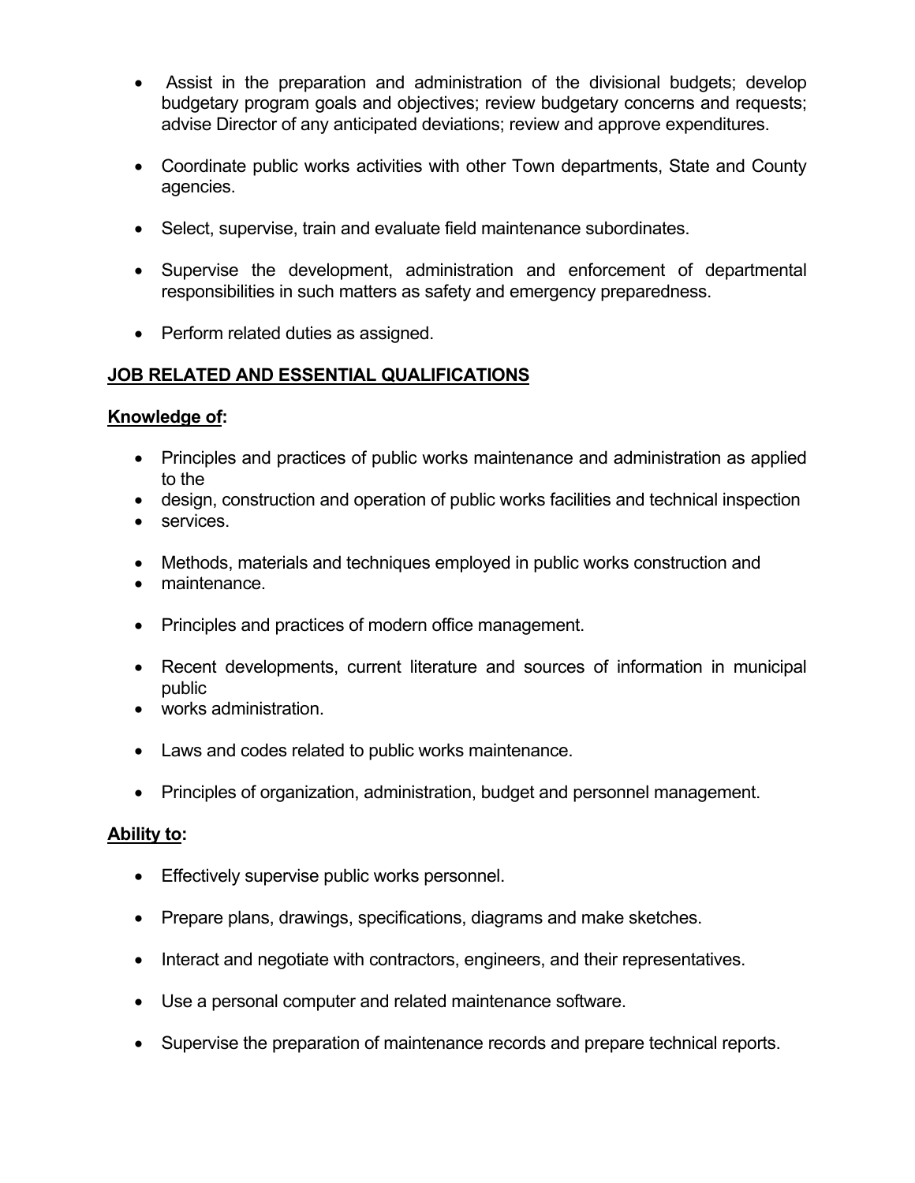- Assist in the preparation and administration of the divisional budgets; develop budgetary program goals and objectives; review budgetary concerns and requests; advise Director of any anticipated deviations; review and approve expenditures.

- Coordinate public works activities with other Town departments, State and County agencies.

- Select, supervise, train and evaluate field maintenance subordinates.

- Supervise the development, administration and enforcement of departmental responsibilities in such matters as safety and emergency preparedness.

- Perform related duties as assigned.

## JOB RELATED AND ESSENTIAL QUALIFICATIONS

**Knowledge of:**

- Principles and practices of public works maintenance and administration as applied to the
- design, construction and operation of public works facilities and technical inspection
- services.

- Methods, materials and techniques employed in public works construction and
- maintenance.

- Principles and practices of modern office management.

- Recent developments, current literature and sources of information in municipal public
- works administration.

- Laws and codes related to public works maintenance.

- Principles of organization, administration, budget and personnel management.

**Ability to:**

- Effectively supervise public works personnel.

- Prepare plans, drawings, specifications, diagrams and make sketches.

- Interact and negotiate with contractors, engineers, and their representatives.

- Use a personal computer and related maintenance software.

- Supervise the preparation of maintenance records and prepare technical reports.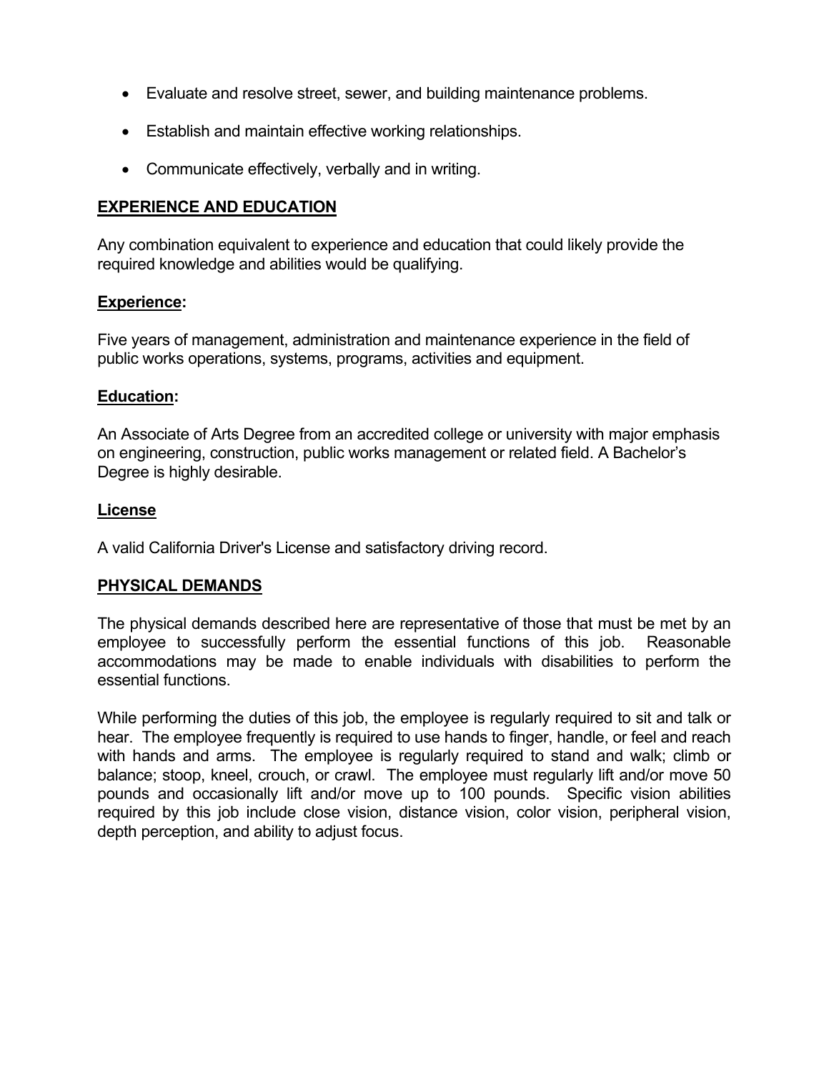- Evaluate and resolve street, sewer, and building maintenance problems.
- Establish and maintain effective working relationships.
- Communicate effectively, verbally and in writing.

## EXPERIENCE AND EDUCATION

Any combination equivalent to experience and education that could likely provide the required knowledge and abilities would be qualifying.

### Experience:

Five years of management, administration and maintenance experience in the field of public works operations, systems, programs, activities and equipment.

### Education:

An Associate of Arts Degree from an accredited college or university with major emphasis on engineering, construction, public works management or related field. A Bachelor's Degree is highly desirable.

### License

A valid California Driver's License and satisfactory driving record.

## PHYSICAL DEMANDS

The physical demands described here are representative of those that must be met by an employee to successfully perform the essential functions of this job. Reasonable accommodations may be made to enable individuals with disabilities to perform the essential functions.

While performing the duties of this job, the employee is regularly required to sit and talk or hear. The employee frequently is required to use hands to finger, handle, or feel and reach with hands and arms. The employee is regularly required to stand and walk; climb or balance; stoop, kneel, crouch, or crawl. The employee must regularly lift and/or move 50 pounds and occasionally lift and/or move up to 100 pounds. Specific vision abilities required by this job include close vision, distance vision, color vision, peripheral vision, depth perception, and ability to adjust focus.